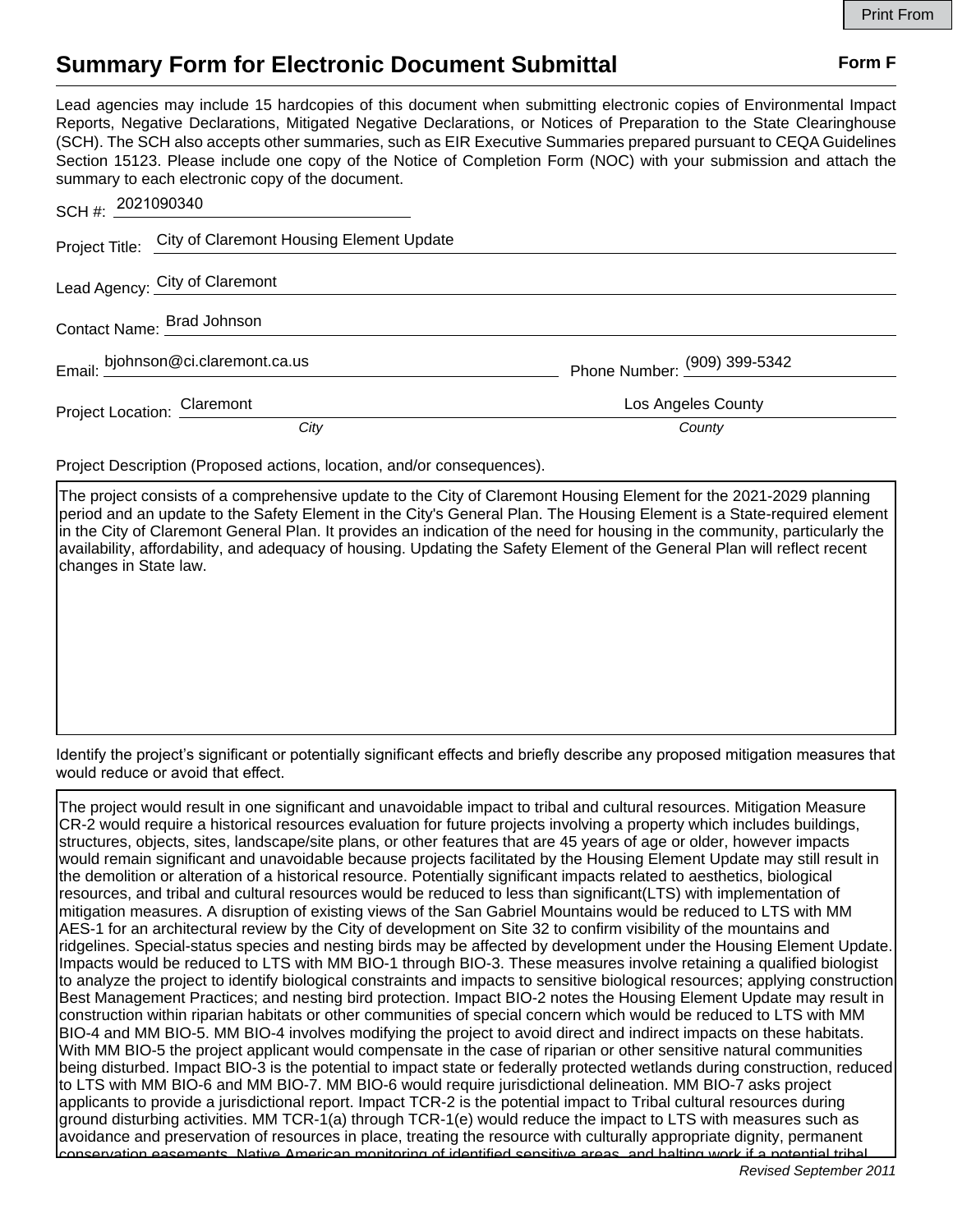# Summary Form for Electronic Document Submittal

**Form F**

Lead agencies may include 15 hardcopies of this document when submitting electronic copies of Environmental Impact Reports, Negative Declarations, Mitigated Negative Declarations, or Notices of Preparation to the State Clearinghouse (SCH). The SCH also accepts other summaries, such as EIR Executive Summaries prepared pursuant to CEQA Guidelines Section 15123. Please include one copy of the Notice of Completion Form (NOC) with your submission and attach the summary to each electronic copy of the document.

SCH #: 2021090340

Project Title: City of Claremont Housing Element Update

Lead Agency: City of Claremont

Contact Name: Brad Johnson

Email: bjohnson@ci.claremont.ca.us

Phone Number: (909) 399-5342

Project Location: Claremont (*City*) Los Angeles County (*County*)

Project Description (Proposed actions, location, and/or consequences).

The project consists of a comprehensive update to the City of Claremont Housing Element for the 2021-2029 planning period and an update to the Safety Element in the City's General Plan. The Housing Element is a State-required element in the City of Claremont General Plan. It provides an indication of the need for housing in the community, particularly the availability, affordability, and adequacy of housing. Updating the Safety Element of the General Plan will reflect recent changes in State law.

Identify the project's significant or potentially significant effects and briefly describe any proposed mitigation measures that would reduce or avoid that effect.

The project would result in one significant and unavoidable impact to tribal and cultural resources. Mitigation Measure CR-2 would require a historical resources evaluation for future projects involving a property which includes buildings, structures, objects, sites, landscape/site plans, or other features that are 45 years of age or older, however impacts would remain significant and unavoidable because projects facilitated by the Housing Element Update may still result in the demolition or alteration of a historical resource. Potentially significant impacts related to aesthetics, biological resources, and tribal and cultural resources would be reduced to less than significant(LTS) with implementation of mitigation measures. A disruption of existing views of the San Gabriel Mountains would be reduced to LTS with MM AES-1 for an architectural review by the City of development on Site 32 to confirm visibility of the mountains and ridgelines. Special-status species and nesting birds may be affected by development under the Housing Element Update. Impacts would be reduced to LTS with MM BIO-1 through BIO-3. These measures involve retaining a qualified biologist to analyze the project to identify biological constraints and impacts to sensitive biological resources; applying construction Best Management Practices; and nesting bird protection. Impact BIO-2 notes the Housing Element Update may result in construction within riparian habitats or other communities of special concern which would be reduced to LTS with MM BIO-4 and MM BIO-5. MM BIO-4 involves modifying the project to avoid direct and indirect impacts on these habitats. With MM BIO-5 the project applicant would compensate in the case of riparian or other sensitive natural communities being disturbed. Impact BIO-3 is the potential to impact state or federally protected wetlands during construction, reduced to LTS with MM BIO-6 and MM BIO-7. MM BIO-6 would require jurisdictional delineation. MM BIO-7 asks project applicants to provide a jurisdictional report. Impact TCR-2 is the potential impact to Tribal cultural resources during ground disturbing activities. MM TCR-1(a) through TCR-1(e) would reduce the impact to LTS with measures such as avoidance and preservation of resources in place, treating the resource with culturally appropriate dignity, permanent conservation easements, Native American monitoring of identified sensitive areas, and halting work if a potential tribal

*Revised September 2011*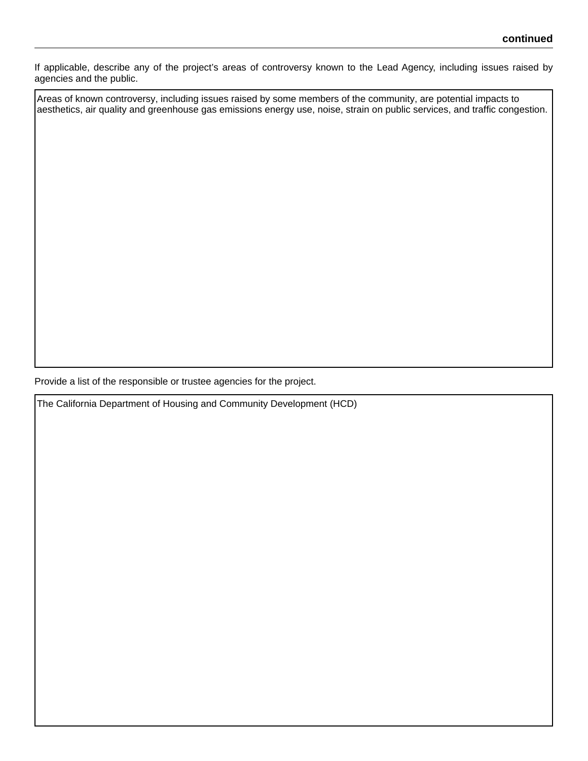If applicable, describe any of the project's areas of controversy known to the Lead Agency, including issues raised by agencies and the public.

Areas of known controversy, including issues raised by some members of the community, are potential impacts to aesthetics, air quality and greenhouse gas emissions energy use, noise, strain on public services, and traffic congestion.

Provide a list of the responsible or trustee agencies for the project.

The California Department of Housing and Community Development (HCD)